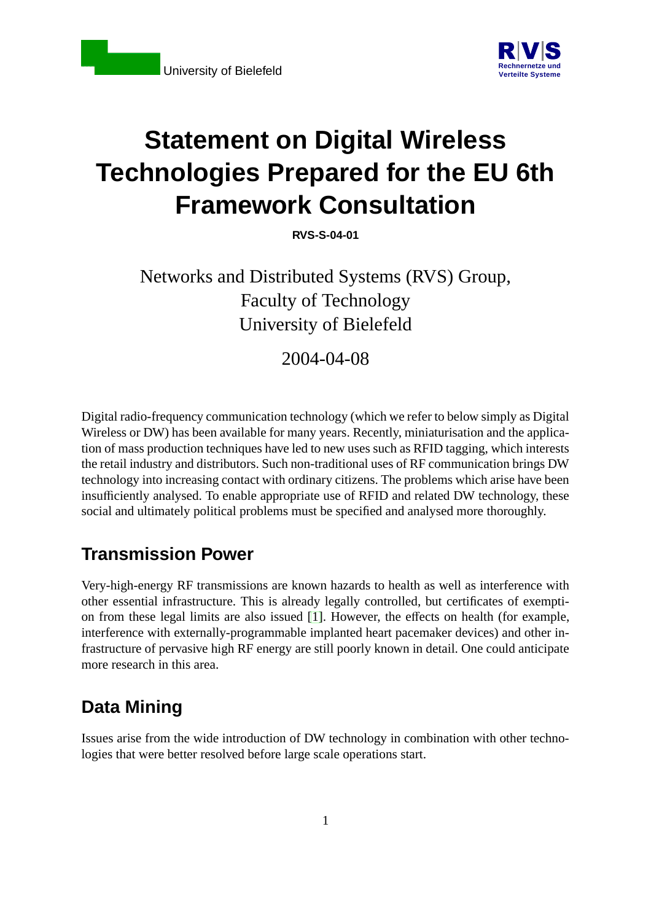University of Bielefeld

RVS
Rechnernetze und
Verteilte Systeme

# Statement on Digital Wireless Technologies Prepared for the EU 6th Framework Consultation

**RVS-S-04-01**

Networks and Distributed Systems (RVS) Group,
Faculty of Technology
University of Bielefeld

2004-04-08

Digital radio-frequency communication technology (which we refer to below simply as Digital Wireless or DW) has been available for many years. Recently, miniaturisation and the application of mass production techniques have led to new uses such as RFID tagging, which interests the retail industry and distributors. Such non-traditional uses of RF communication brings DW technology into increasing contact with ordinary citizens. The problems which arise have been insufficiently analysed. To enable appropriate use of RFID and related DW technology, these social and ultimately political problems must be specified and analysed more thoroughly.

## Transmission Power

Very-high-energy RF transmissions are known hazards to health as well as interference with other essential infrastructure. This is already legally controlled, but certificates of exemption from these legal limits are also issued [1]. However, the effects on health (for example, interference with externally-programmable implanted heart pacemaker devices) and other infrastructure of pervasive high RF energy are still poorly known in detail. One could anticipate more research in this area.

## Data Mining

Issues arise from the wide introduction of DW technology in combination with other technologies that were better resolved before large scale operations start.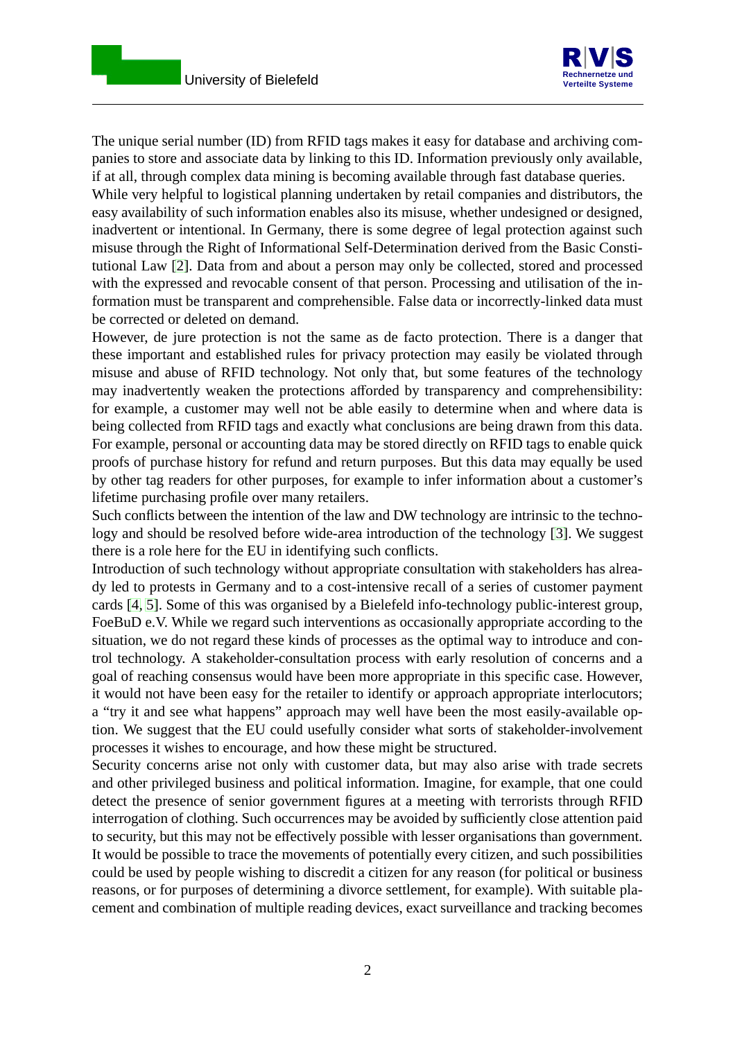The unique serial number (ID) from RFID tags makes it easy for database and archiving companies to store and associate data by linking to this ID. Information previously only available, if at all, through complex data mining is becoming available through fast database queries.

While very helpful to logistical planning undertaken by retail companies and distributors, the easy availability of such information enables also its misuse, whether undesigned or designed, inadvertent or intentional. In Germany, there is some degree of legal protection against such misuse through the Right of Informational Self-Determination derived from the Basic Constitutional Law [2]. Data from and about a person may only be collected, stored and processed with the expressed and revocable consent of that person. Processing and utilisation of the information must be transparent and comprehensible. False data or incorrectly-linked data must be corrected or deleted on demand.

However, de jure protection is not the same as de facto protection. There is a danger that these important and established rules for privacy protection may easily be violated through misuse and abuse of RFID technology. Not only that, but some features of the technology may inadvertently weaken the protections afforded by transparency and comprehensibility: for example, a customer may well not be able easily to determine when and where data is being collected from RFID tags and exactly what conclusions are being drawn from this data. For example, personal or accounting data may be stored directly on RFID tags to enable quick proofs of purchase history for refund and return purposes. But this data may equally be used by other tag readers for other purposes, for example to infer information about a customer's lifetime purchasing profile over many retailers.

Such conflicts between the intention of the law and DW technology are intrinsic to the technology and should be resolved before wide-area introduction of the technology [3]. We suggest there is a role here for the EU in identifying such conflicts.

Introduction of such technology without appropriate consultation with stakeholders has already led to protests in Germany and to a cost-intensive recall of a series of customer payment cards [4, 5]. Some of this was organised by a Bielefeld info-technology public-interest group, FoeBuD e.V. While we regard such interventions as occasionally appropriate according to the situation, we do not regard these kinds of processes as the optimal way to introduce and control technology. A stakeholder-consultation process with early resolution of concerns and a goal of reaching consensus would have been more appropriate in this specific case. However, it would not have been easy for the retailer to identify or approach appropriate interlocutors; a "try it and see what happens" approach may well have been the most easily-available option. We suggest that the EU could usefully consider what sorts of stakeholder-involvement processes it wishes to encourage, and how these might be structured.

Security concerns arise not only with customer data, but may also arise with trade secrets and other privileged business and political information. Imagine, for example, that one could detect the presence of senior government figures at a meeting with terrorists through RFID interrogation of clothing. Such occurrences may be avoided by sufficiently close attention paid to security, but this may not be effectively possible with lesser organisations than government. It would be possible to trace the movements of potentially every citizen, and such possibilities could be used by people wishing to discredit a citizen for any reason (for political or business reasons, or for purposes of determining a divorce settlement, for example). With suitable placement and combination of multiple reading devices, exact surveillance and tracking becomes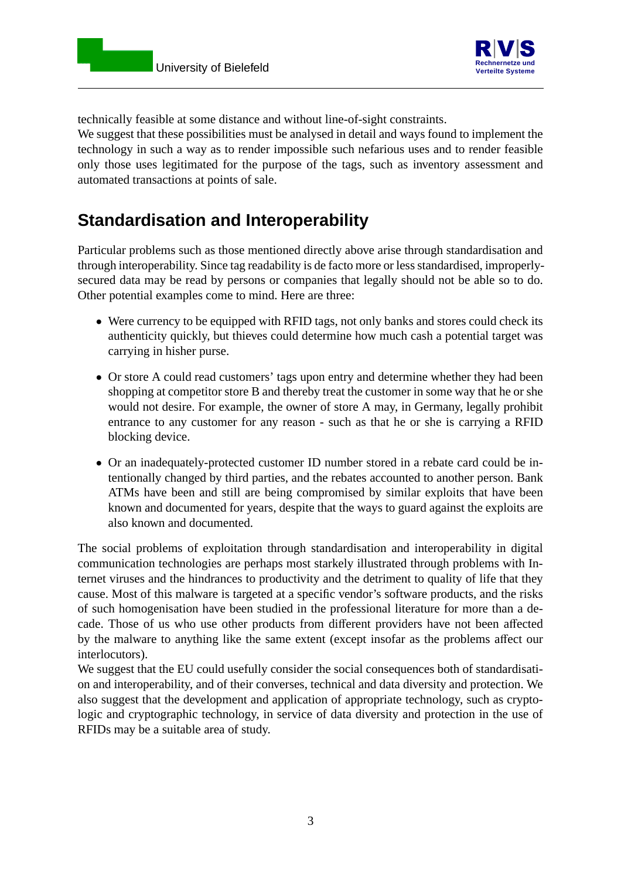technically feasible at some distance and without line-of-sight constraints.
We suggest that these possibilities must be analysed in detail and ways found to implement the technology in such a way as to render impossible such nefarious uses and to render feasible only those uses legitimated for the purpose of the tags, such as inventory assessment and automated transactions at points of sale.

## Standardisation and Interoperability

Particular problems such as those mentioned directly above arise through standardisation and through interoperability. Since tag readability is de facto more or less standardised, improperly-secured data may be read by persons or companies that legally should not be able so to do. Other potential examples come to mind. Here are three:

- Were currency to be equipped with RFID tags, not only banks and stores could check its authenticity quickly, but thieves could determine how much cash a potential target was carrying in hisher purse.
- Or store A could read customers' tags upon entry and determine whether they had been shopping at competitor store B and thereby treat the customer in some way that he or she would not desire. For example, the owner of store A may, in Germany, legally prohibit entrance to any customer for any reason - such as that he or she is carrying a RFID blocking device.
- Or an inadequately-protected customer ID number stored in a rebate card could be intentionally changed by third parties, and the rebates accounted to another person. Bank ATMs have been and still are being compromised by similar exploits that have been known and documented for years, despite that the ways to guard against the exploits are also known and documented.

The social problems of exploitation through standardisation and interoperability in digital communication technologies are perhaps most starkely illustrated through problems with Internet viruses and the hindrances to productivity and the detriment to quality of life that they cause. Most of this malware is targeted at a specific vendor's software products, and the risks of such homogenisation have been studied in the professional literature for more than a decade. Those of us who use other products from different providers have not been affected by the malware to anything like the same extent (except insofar as the problems affect our interlocutors).
We suggest that the EU could usefully consider the social consequences both of standardisation and interoperability, and of their converses, technical and data diversity and protection. We also suggest that the development and application of appropriate technology, such as cryptologic and cryptographic technology, in service of data diversity and protection in the use of RFIDs may be a suitable area of study.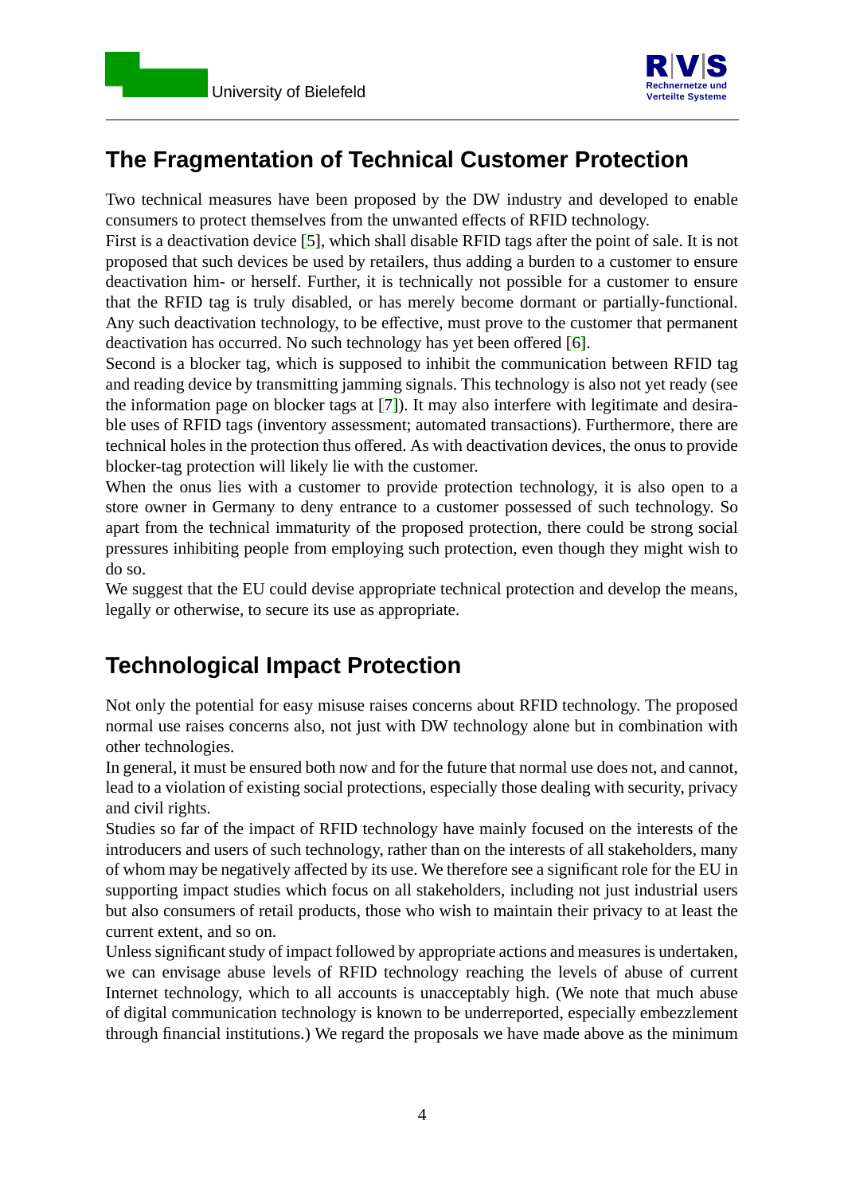## The Fragmentation of Technical Customer Protection

Two technical measures have been proposed by the DW industry and developed to enable consumers to protect themselves from the unwanted effects of RFID technology.

First is a deactivation device [5], which shall disable RFID tags after the point of sale. It is not proposed that such devices be used by retailers, thus adding a burden to a customer to ensure deactivation him- or herself. Further, it is technically not possible for a customer to ensure that the RFID tag is truly disabled, or has merely become dormant or partially-functional. Any such deactivation technology, to be effective, must prove to the customer that permanent deactivation has occurred. No such technology has yet been offered [6].

Second is a blocker tag, which is supposed to inhibit the communication between RFID tag and reading device by transmitting jamming signals. This technology is also not yet ready (see the information page on blocker tags at [7]). It may also interfere with legitimate and desirable uses of RFID tags (inventory assessment; automated transactions). Furthermore, there are technical holes in the protection thus offered. As with deactivation devices, the onus to provide blocker-tag protection will likely lie with the customer.

When the onus lies with a customer to provide protection technology, it is also open to a store owner in Germany to deny entrance to a customer possessed of such technology. So apart from the technical immaturity of the proposed protection, there could be strong social pressures inhibiting people from employing such protection, even though they might wish to do so.

We suggest that the EU could devise appropriate technical protection and develop the means, legally or otherwise, to secure its use as appropriate.

## Technological Impact Protection

Not only the potential for easy misuse raises concerns about RFID technology. The proposed normal use raises concerns also, not just with DW technology alone but in combination with other technologies.

In general, it must be ensured both now and for the future that normal use does not, and cannot, lead to a violation of existing social protections, especially those dealing with security, privacy and civil rights.

Studies so far of the impact of RFID technology have mainly focused on the interests of the introducers and users of such technology, rather than on the interests of all stakeholders, many of whom may be negatively affected by its use. We therefore see a significant role for the EU in supporting impact studies which focus on all stakeholders, including not just industrial users but also consumers of retail products, those who wish to maintain their privacy to at least the current extent, and so on.

Unless significant study of impact followed by appropriate actions and measures is undertaken, we can envisage abuse levels of RFID technology reaching the levels of abuse of current Internet technology, which to all accounts is unacceptably high. (We note that much abuse of digital communication technology is known to be underreported, especially embezzlement through financial institutions.) We regard the proposals we have made above as the minimum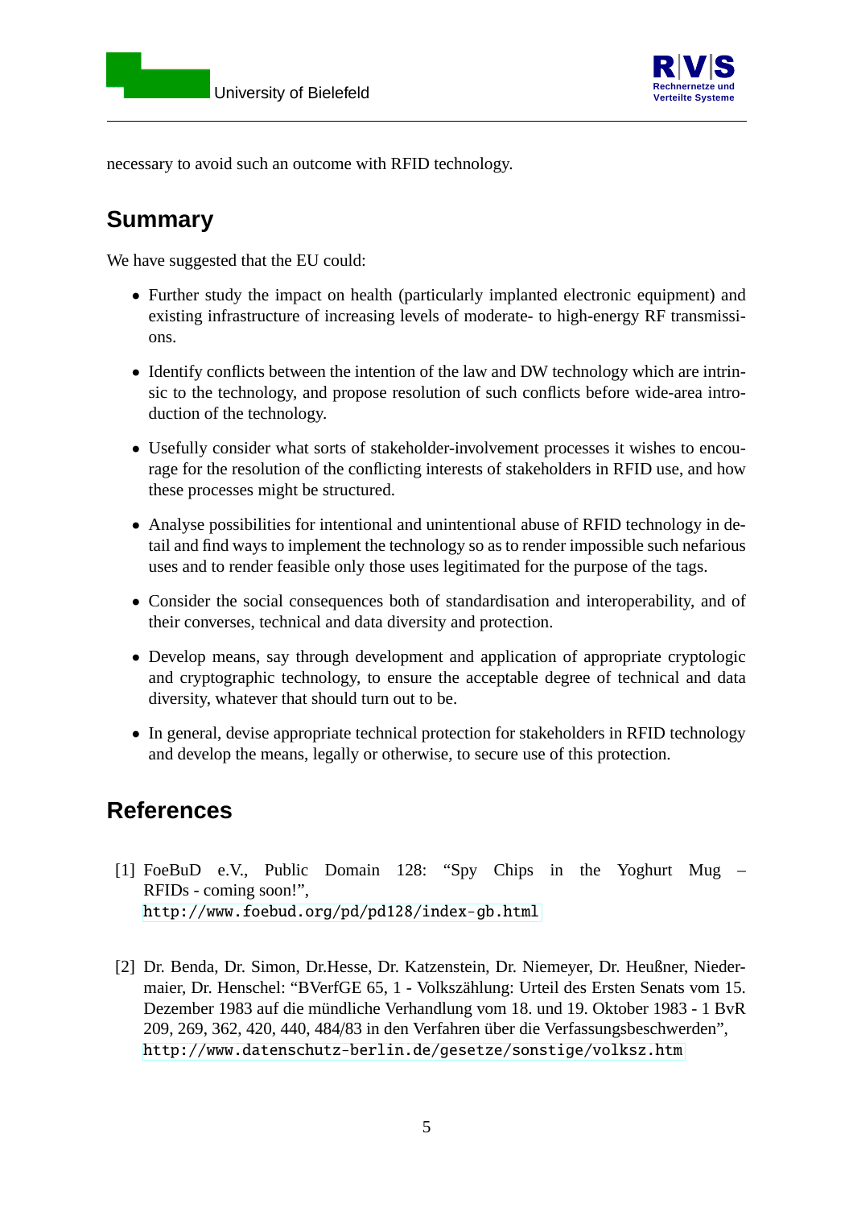necessary to avoid such an outcome with RFID technology.

## Summary

We have suggested that the EU could:

- Further study the impact on health (particularly implanted electronic equipment) and existing infrastructure of increasing levels of moderate- to high-energy RF transmissions.
- Identify conflicts between the intention of the law and DW technology which are intrinsic to the technology, and propose resolution of such conflicts before wide-area introduction of the technology.
- Usefully consider what sorts of stakeholder-involvement processes it wishes to encourage for the resolution of the conflicting interests of stakeholders in RFID use, and how these processes might be structured.
- Analyse possibilities for intentional and unintentional abuse of RFID technology in detail and find ways to implement the technology so as to render impossible such nefarious uses and to render feasible only those uses legitimated for the purpose of the tags.
- Consider the social consequences both of standardisation and interoperability, and of their converses, technical and data diversity and protection.
- Develop means, say through development and application of appropriate cryptologic and cryptographic technology, to ensure the acceptable degree of technical and data diversity, whatever that should turn out to be.
- In general, devise appropriate technical protection for stakeholders in RFID technology and develop the means, legally or otherwise, to secure use of this protection.

## References

[1] FoeBuD e.V., Public Domain 128: "Spy Chips in the Yoghurt Mug – RFIDs - coming soon!", `http://www.foebud.org/pd/pd128/index-gb.html`

[2] Dr. Benda, Dr. Simon, Dr.Hesse, Dr. Katzenstein, Dr. Niemeyer, Dr. Heußner, Niedermaier, Dr. Henschel: "BVerfGE 65, 1 - Volkszählung: Urteil des Ersten Senats vom 15. Dezember 1983 auf die mündliche Verhandlung vom 18. und 19. Oktober 1983 - 1 BvR 209, 269, 362, 420, 440, 484/83 in den Verfahren über die Verfassungsbeschwerden", `http://www.datenschutz-berlin.de/gesetze/sonstige/volksz.htm`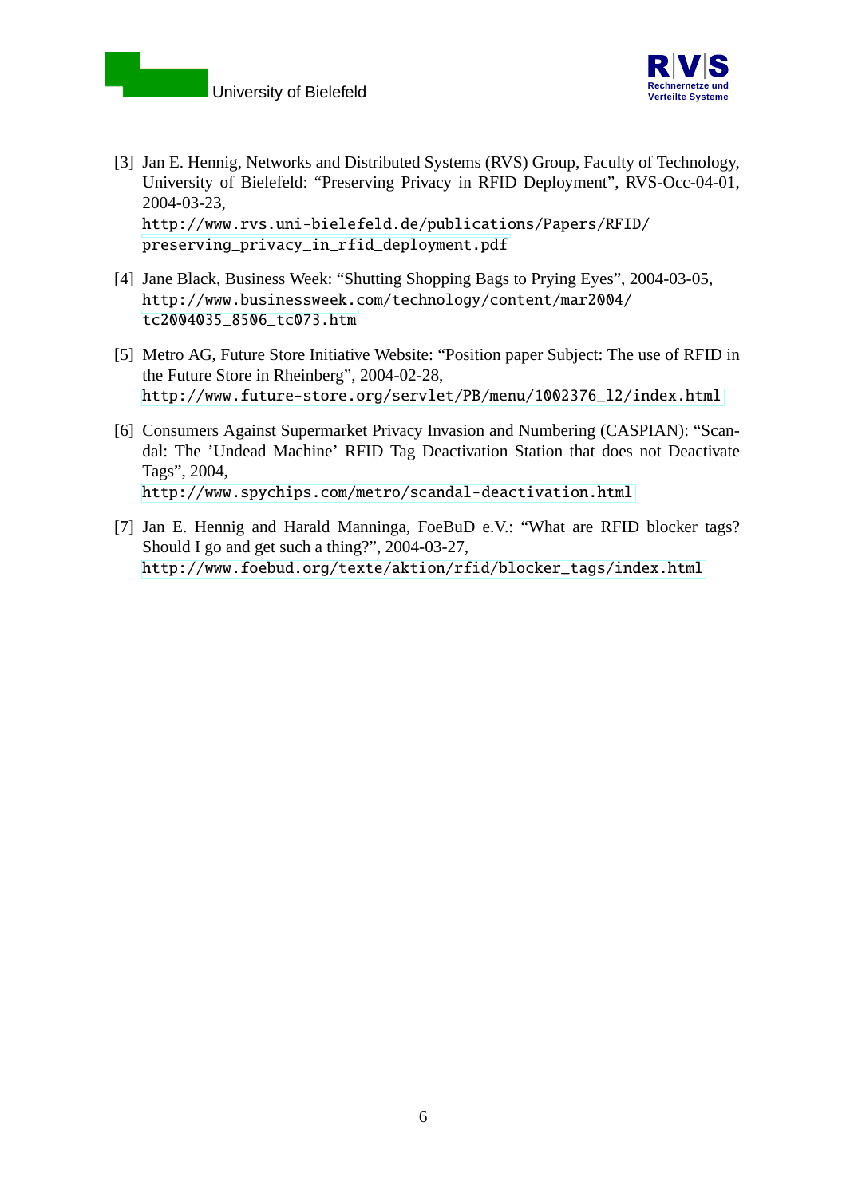[3] Jan E. Hennig, Networks and Distributed Systems (RVS) Group, Faculty of Technology, University of Bielefeld: "Preserving Privacy in RFID Deployment", RVS-Occ-04-01, 2004-03-23,
http://www.rvs.uni-bielefeld.de/publications/Papers/RFID/preserving_privacy_in_rfid_deployment.pdf

[4] Jane Black, Business Week: "Shutting Shopping Bags to Prying Eyes", 2004-03-05,
http://www.businessweek.com/technology/content/mar2004/tc2004035_8506_tc073.htm

[5] Metro AG, Future Store Initiative Website: "Position paper Subject: The use of RFID in the Future Store in Rheinberg", 2004-02-28,
http://www.future-store.org/servlet/PB/menu/1002376_l2/index.html

[6] Consumers Against Supermarket Privacy Invasion and Numbering (CASPIAN): "Scandal: The 'Undead Machine' RFID Tag Deactivation Station that does not Deactivate Tags", 2004,
http://www.spychips.com/metro/scandal-deactivation.html

[7] Jan E. Hennig and Harald Manninga, FoeBuD e.V.: "What are RFID blocker tags? Should I go and get such a thing?", 2004-03-27,
http://www.foebud.org/texte/aktion/rfid/blocker_tags/index.html